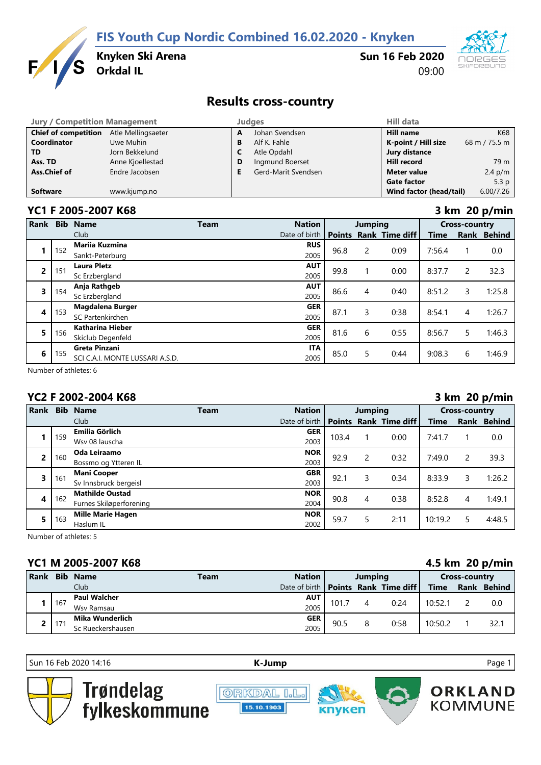# FIS Youth Cup Nordic Combined 16.02.2020 - Knyken

**Knyken Ski Arena**
**Orkdal IL**

**Sun 16 Feb 2020**
09:00

## Results cross-country

| Jury / Competition Management | | Judges | | Hill data | |
|---|---|---|---|---|---|
| **Chief of competition** | Atle Mellingsaeter | **A** | Johan Svendsen | **Hill name** | K68 |
| **Coordinator** | Uwe Muhin | **B** | Alf K. Fahle | **K-point / Hill size** | 68 m / 75.5 m |
| **TD** | Jorn Bekkelund | **C** | Atle Opdahl | **Jury distance** | |
| **Ass. TD** | Anne Kjoellestad | **D** | Ingmund Boerset | **Hill record** | 79 m |
| **Ass.Chief of** | Endre Jacobsen | **E** | Gerd-Marit Svendsen | **Meter value** | 2.4 p/m |
| | | | | **Gate factor** | 5.3 p |
| **Software** | www.kjump.no | | | **Wind factor (head/tail)** | 6.00/7.26 |

### YC1 F 2005-2007 K68 — 3 km 20 p/min

| Rank | Bib | Name / Club | Team | Nation / Date of birth | Jumping Points | Jumping Rank | Jumping Time diff | Cross-country Time | Cross-country Rank | Cross-country Behind |
|---|---|---|---|---|---|---|---|---|---|---|
| 1 | 152 | **Mariia Kuzmina** / Sankt-Peterburg | | RUS / 2005 | 96.8 | 2 | 0:09 | 7:56.4 | 1 | 0.0 |
| 2 | 151 | **Laura Pletz** / Sc Erzbergland | | AUT / 2005 | 99.8 | 1 | 0:00 | 8:37.7 | 2 | 32.3 |
| 3 | 154 | **Anja Rathgeb** / Sc Erzbergland | | AUT / 2005 | 86.6 | 4 | 0:40 | 8:51.2 | 3 | 1:25.8 |
| 4 | 153 | **Magdalena Burger** / SC Partenkirchen | | GER / 2005 | 87.1 | 3 | 0:38 | 8:54.1 | 4 | 1:26.7 |
| 5 | 156 | **Katharina Hieber** / Skiclub Degenfeld | | GER / 2005 | 81.6 | 6 | 0:55 | 8:56.7 | 5 | 1:46.3 |
| 6 | 155 | **Greta Pinzani** / SCI C.A.I. MONTE LUSSARI A.S.D. | | ITA / 2005 | 85.0 | 5 | 0:44 | 9:08.3 | 6 | 1:46.9 |

Number of athletes: 6

### YC2 F 2002-2004 K68 — 3 km 20 p/min

| Rank | Bib | Name / Club | Team | Nation / Date of birth | Jumping Points | Jumping Rank | Jumping Time diff | Cross-country Time | Cross-country Rank | Cross-country Behind |
|---|---|---|---|---|---|---|---|---|---|---|
| 1 | 159 | **Emilia Görlich** / Wsv 08 lauscha | | GER / 2003 | 103.4 | 1 | 0:00 | 7:41.7 | 1 | 0.0 |
| 2 | 160 | **Oda Leiraamo** / Bossmo og Ytteren IL | | NOR / 2003 | 92.9 | 2 | 0:32 | 7:49.0 | 2 | 39.3 |
| 3 | 161 | **Mani Cooper** / Sv Innsbruck bergeisl | | GBR / 2003 | 92.1 | 3 | 0:34 | 8:33.9 | 3 | 1:26.2 |
| 4 | 162 | **Mathilde Oustad** / Furnes Skiløperforening | | NOR / 2004 | 90.8 | 4 | 0:38 | 8:52.8 | 4 | 1:49.1 |
| 5 | 163 | **Mille Marie Hagen** / Haslum IL | | NOR / 2002 | 59.7 | 5 | 2:11 | 10:19.2 | 5 | 4:48.5 |

Number of athletes: 5

### YC1 M 2005-2007 K68 — 4.5 km 20 p/min

| Rank | Bib | Name / Club | Team | Nation / Date of birth | Jumping Points | Jumping Rank | Jumping Time diff | Cross-country Time | Cross-country Rank | Cross-country Behind |
|---|---|---|---|---|---|---|---|---|---|---|
| 1 | 167 | **Paul Walcher** / Wsv Ramsau | | AUT / 2005 | 101.7 | 4 | 0:24 | 10:52.1 | 2 | 0.0 |
| 2 | 171 | **Mika Wunderlich** / Sc Rueckershausen | | GER / 2005 | 90.5 | 8 | 0:58 | 10:50.2 | 1 | 32.1 |

Sun 16 Feb 2020 14:16 — K-Jump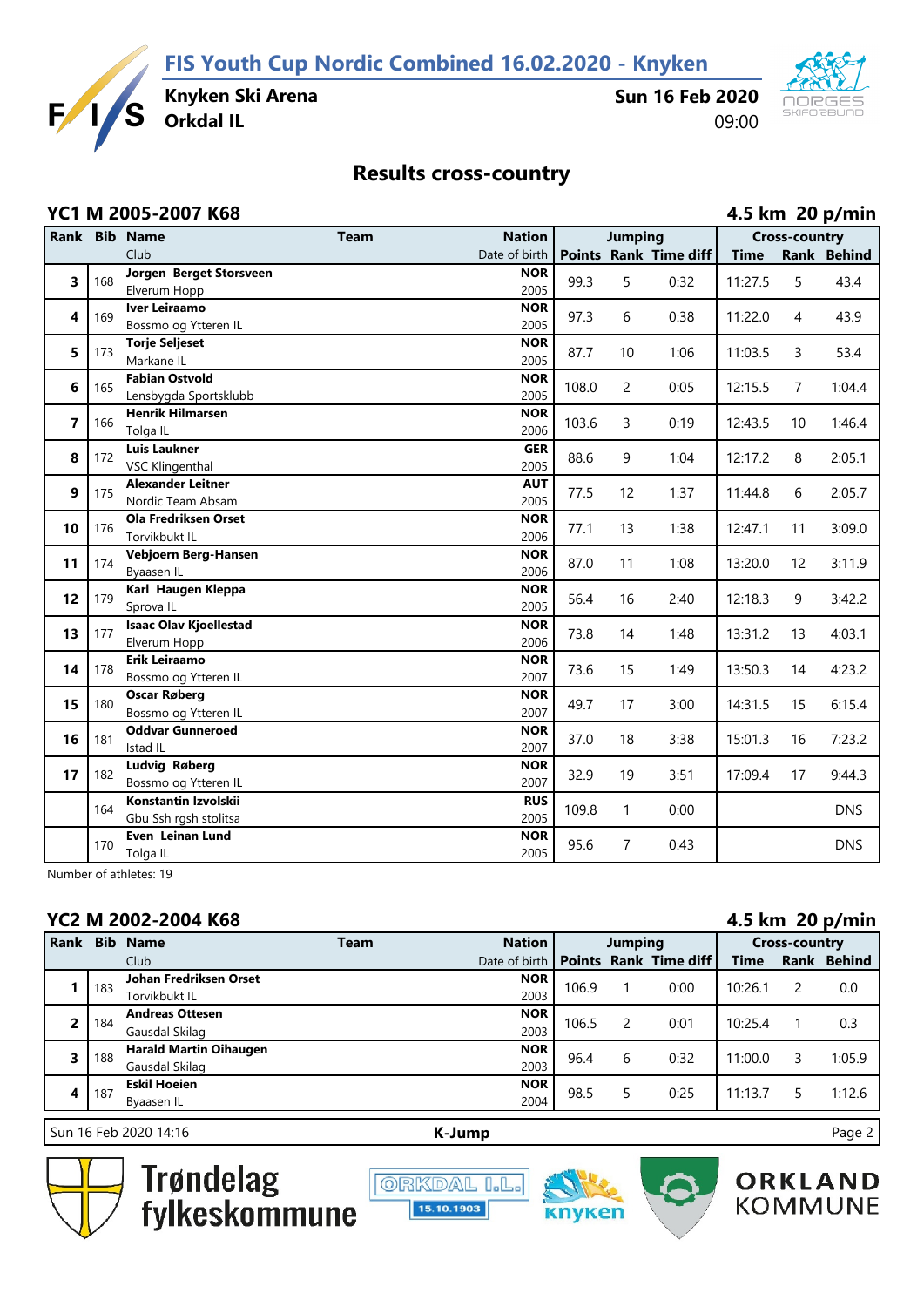# FIS Youth Cup Nordic Combined 16.02.2020 - Knyken

**Knyken Ski Arena**
**Orkdal IL**

**Sun 16 Feb 2020**
09:00

## Results cross-country

### YC1 M 2005-2007 K68

**4.5 km 20 p/min**

| Rank | Bib | Name / Club | Team | Nation / Date of birth | Jumping Points | Jumping Rank | Jumping Time diff | Cross-country Time | Cross-country Rank | Behind |
|---|---|---|---|---|---|---|---|---|---|---|
| 3 | 168 | **Jorgen Berget Storsveen** Elverum Hopp | | NOR 2005 | 99.3 | 5 | 0:32 | 11:27.5 | 5 | 43.4 |
| 4 | 169 | **Iver Leiraamo** Bossmo og Ytteren IL | | NOR 2005 | 97.3 | 6 | 0:38 | 11:22.0 | 4 | 43.9 |
| 5 | 173 | **Torje Seljeset** Markane IL | | NOR 2005 | 87.7 | 10 | 1:06 | 11:03.5 | 3 | 53.4 |
| 6 | 165 | **Fabian Ostvold** Lensbygda Sportsklubb | | NOR 2005 | 108.0 | 2 | 0:05 | 12:15.5 | 7 | 1:04.4 |
| 7 | 166 | **Henrik Hilmarsen** Tolga IL | | NOR 2006 | 103.6 | 3 | 0:19 | 12:43.5 | 10 | 1:46.4 |
| 8 | 172 | **Luis Laukner** VSC Klingenthal | | GER 2005 | 88.6 | 9 | 1:04 | 12:17.2 | 8 | 2:05.1 |
| 9 | 175 | **Alexander Leitner** Nordic Team Absam | | AUT 2005 | 77.5 | 12 | 1:37 | 11:44.8 | 6 | 2:05.7 |
| 10 | 176 | **Ola Fredriksen Orset** Torvikbukt IL | | NOR 2006 | 77.1 | 13 | 1:38 | 12:47.1 | 11 | 3:09.0 |
| 11 | 174 | **Vebjoern Berg-Hansen** Byaasen IL | | NOR 2006 | 87.0 | 11 | 1:08 | 13:20.0 | 12 | 3:11.9 |
| 12 | 179 | **Karl Haugen Kleppa** Sprova IL | | NOR 2005 | 56.4 | 16 | 2:40 | 12:18.3 | 9 | 3:42.2 |
| 13 | 177 | **Isaac Olav Kjoellestad** Elverum Hopp | | NOR 2006 | 73.8 | 14 | 1:48 | 13:31.2 | 13 | 4:03.1 |
| 14 | 178 | **Erik Leiraamo** Bossmo og Ytteren IL | | NOR 2007 | 73.6 | 15 | 1:49 | 13:50.3 | 14 | 4:23.2 |
| 15 | 180 | **Oscar Røberg** Bossmo og Ytteren IL | | NOR 2007 | 49.7 | 17 | 3:00 | 14:31.5 | 15 | 6:15.4 |
| 16 | 181 | **Oddvar Gunneroed** Istad IL | | NOR 2007 | 37.0 | 18 | 3:38 | 15:01.3 | 16 | 7:23.2 |
| 17 | 182 | **Ludvig Røberg** Bossmo og Ytteren IL | | NOR 2007 | 32.9 | 19 | 3:51 | 17:09.4 | 17 | 9:44.3 |
| | 164 | **Konstantin Izvolskii** Gbu Ssh rgsh stolitsa | | RUS 2005 | 109.8 | 1 | 0:00 | | | DNS |
| | 170 | **Even Leinan Lund** Tolga IL | | NOR 2005 | 95.6 | 7 | 0:43 | | | DNS |

Number of athletes: 19

### YC2 M 2002-2004 K68

**4.5 km 20 p/min**

| Rank | Bib | Name / Club | Team | Nation / Date of birth | Jumping Points | Jumping Rank | Jumping Time diff | Cross-country Time | Cross-country Rank | Behind |
|---|---|---|---|---|---|---|---|---|---|---|
| 1 | 183 | **Johan Fredriksen Orset** Torvikbukt IL | | NOR 2003 | 106.9 | 1 | 0:00 | 10:26.1 | 2 | 0.0 |
| 2 | 184 | **Andreas Ottesen** Gausdal Skilag | | NOR 2003 | 106.5 | 2 | 0:01 | 10:25.4 | 1 | 0.3 |
| 3 | 188 | **Harald Martin Oihaugen** Gausdal Skilag | | NOR 2003 | 96.4 | 6 | 0:32 | 11:00.0 | 3 | 1:05.9 |
| 4 | 187 | **Eskil Hoeien** Byaasen IL | | NOR 2004 | 98.5 | 5 | 0:25 | 11:13.7 | 5 | 1:12.6 |

Sun 16 Feb 2020 14:16 — K-Jump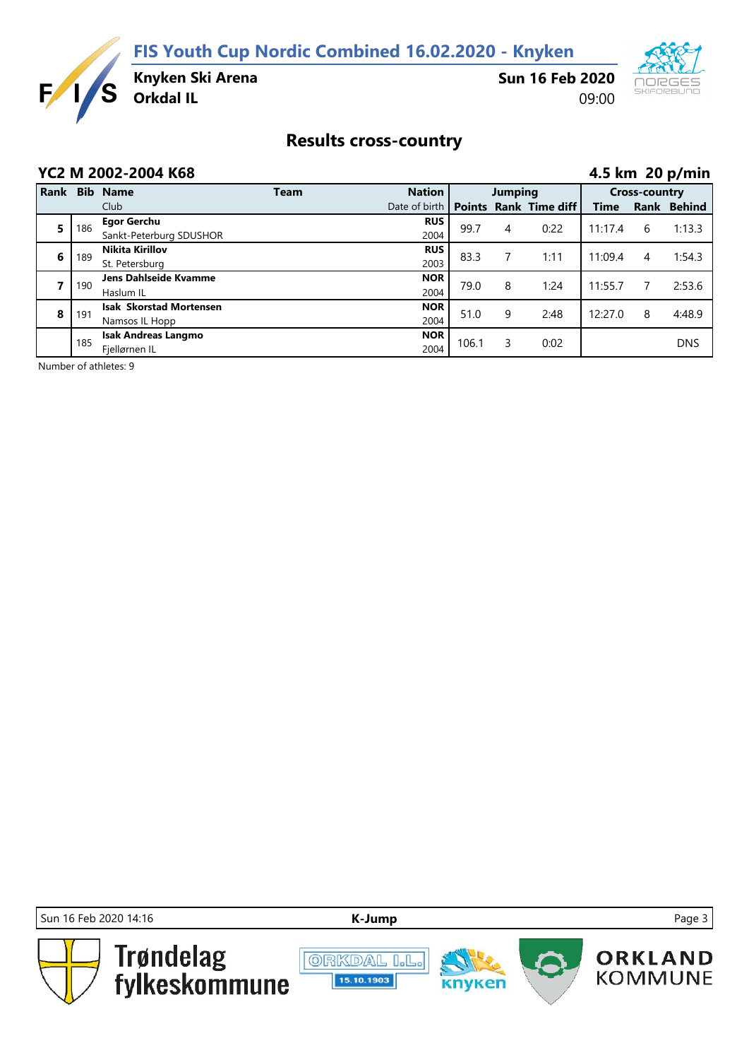# FIS Youth Cup Nordic Combined 16.02.2020 - Knyken

**Knyken Ski Arena**
**Orkdal IL**

**Sun 16 Feb 2020**
09:00

## Results cross-country

### YC2 M 2002-2004 K68

**4.5 km 20 p/min**

| Rank | Bib | Name / Club | Team | Nation / Date of birth | Jumping Points | Jumping Rank | Jumping Time diff | Cross-country Time | Cross-country Rank | Cross-country Behind |
|---|---|---|---|---|---|---|---|---|---|---|
| 5 | 186 | **Egor Gerchu** Sankt-Peterburg SDUSHOR | | **RUS** 2004 | 99.7 | 4 | 0:22 | 11:17.4 | 6 | 1:13.3 |
| 6 | 189 | **Nikita Kirillov** St. Petersburg | | **RUS** 2003 | 83.3 | 7 | 1:11 | 11:09.4 | 4 | 1:54.3 |
| 7 | 190 | **Jens Dahlseide Kvamme** Haslum IL | | **NOR** 2004 | 79.0 | 8 | 1:24 | 11:55.7 | 7 | 2:53.6 |
| 8 | 191 | **Isak Skorstad Mortensen** Namsos IL Hopp | | **NOR** 2004 | 51.0 | 9 | 2:48 | 12:27.0 | 8 | 4:48.9 |
| | 185 | **Isak Andreas Langmo** Fjellørnen IL | | **NOR** 2004 | 106.1 | 3 | 0:02 | | | DNS |

Number of athletes: 9

Sun 16 Feb 2020 14:16 | K-Jump